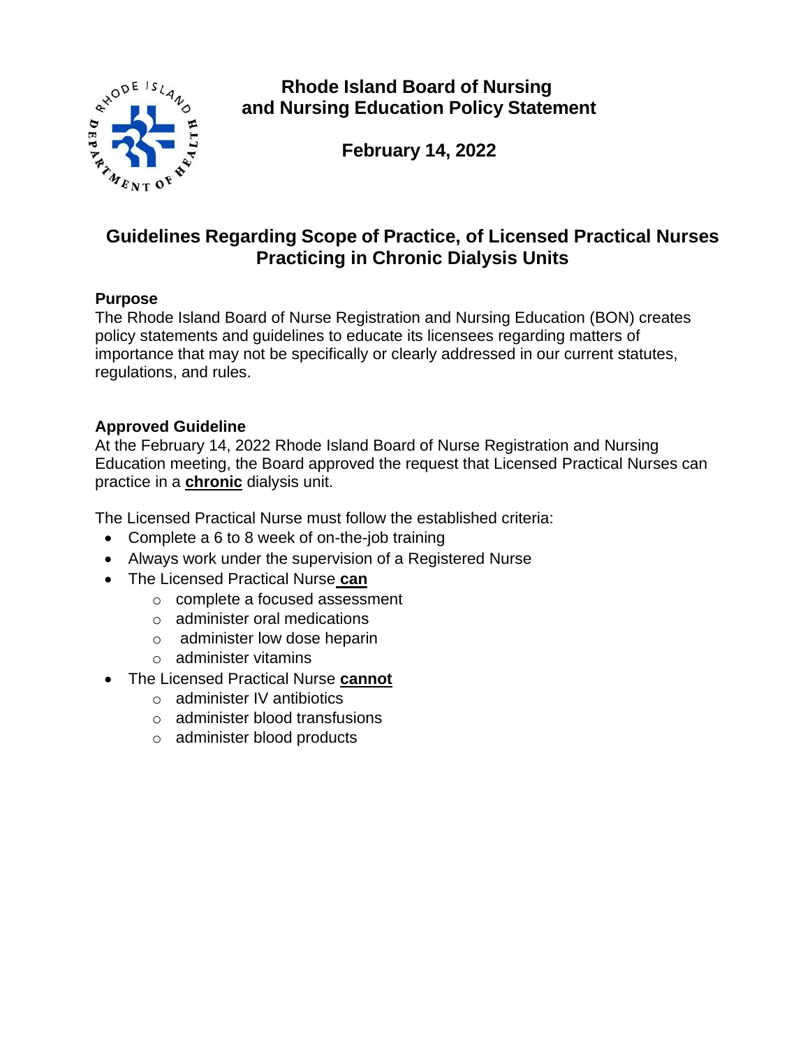**Rhode Island Board of Nursing and Nursing Education Policy Statement**

**February 14, 2022**

# Guidelines Regarding Scope of Practice, of Licensed Practical Nurses Practicing in Chronic Dialysis Units

## Purpose

The Rhode Island Board of Nurse Registration and Nursing Education (BON) creates policy statements and guidelines to educate its licensees regarding matters of importance that may not be specifically or clearly addressed in our current statutes, regulations, and rules.

## Approved Guideline

At the February 14, 2022 Rhode Island Board of Nurse Registration and Nursing Education meeting, the Board approved the request that Licensed Practical Nurses can practice in a **chronic** dialysis unit.

The Licensed Practical Nurse must follow the established criteria:

- Complete a 6 to 8 week of on-the-job training
- Always work under the supervision of a Registered Nurse
- The Licensed Practical Nurse **can**
  - complete a focused assessment
  - administer oral medications
  - administer low dose heparin
  - administer vitamins
- The Licensed Practical Nurse **cannot**
  - administer IV antibiotics
  - administer blood transfusions
  - administer blood products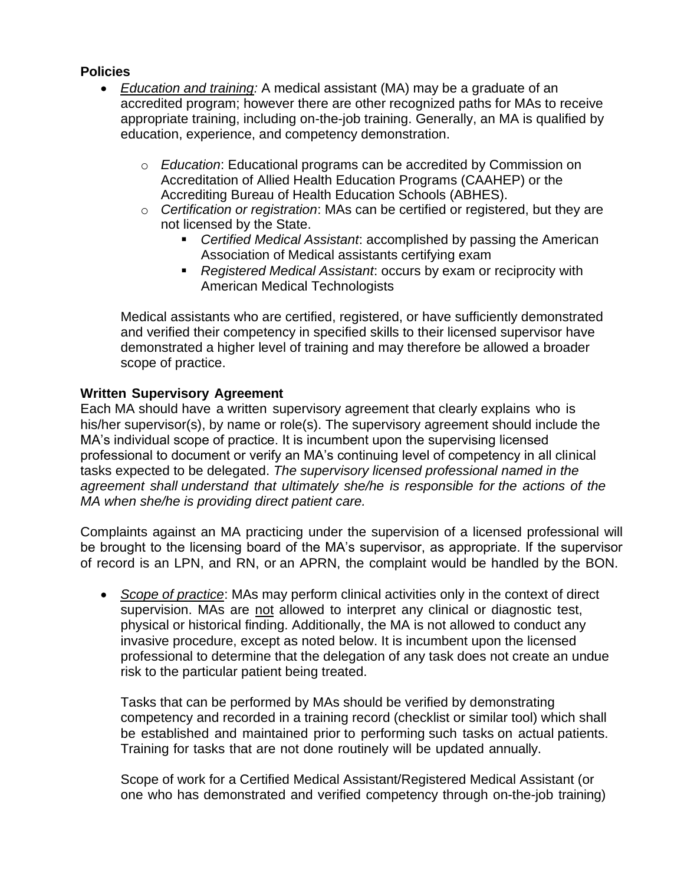**Policies**

- *Education and training:* A medical assistant (MA) may be a graduate of an accredited program; however there are other recognized paths for MAs to receive appropriate training, including on-the-job training. Generally, an MA is qualified by education, experience, and competency demonstration.

    - *Education*: Educational programs can be accredited by Commission on Accreditation of Allied Health Education Programs (CAAHEP) or the Accrediting Bureau of Health Education Schools (ABHES).
    - *Certification or registration*: MAs can be certified or registered, but they are not licensed by the State.
        - *Certified Medical Assistant*: accomplished by passing the American Association of Medical assistants certifying exam
        - *Registered Medical Assistant*: occurs by exam or reciprocity with American Medical Technologists

    Medical assistants who are certified, registered, or have sufficiently demonstrated and verified their competency in specified skills to their licensed supervisor have demonstrated a higher level of training and may therefore be allowed a broader scope of practice.

**Written Supervisory Agreement**

Each MA should have a written supervisory agreement that clearly explains who is his/her supervisor(s), by name or role(s). The supervisory agreement should include the MA's individual scope of practice. It is incumbent upon the supervising licensed professional to document or verify an MA's continuing level of competency in all clinical tasks expected to be delegated. *The supervisory licensed professional named in the agreement shall understand that ultimately she/he is responsible for the actions of the MA when she/he is providing direct patient care.*

Complaints against an MA practicing under the supervision of a licensed professional will be brought to the licensing board of the MA's supervisor, as appropriate. If the supervisor of record is an LPN, and RN, or an APRN, the complaint would be handled by the BON.

- *Scope of practice*: MAs may perform clinical activities only in the context of direct supervision. MAs are not allowed to interpret any clinical or diagnostic test, physical or historical finding. Additionally, the MA is not allowed to conduct any invasive procedure, except as noted below. It is incumbent upon the licensed professional to determine that the delegation of any task does not create an undue risk to the particular patient being treated.

    Tasks that can be performed by MAs should be verified by demonstrating competency and recorded in a training record (checklist or similar tool) which shall be established and maintained prior to performing such tasks on actual patients. Training for tasks that are not done routinely will be updated annually.

    Scope of work for a Certified Medical Assistant/Registered Medical Assistant (or one who has demonstrated and verified competency through on-the-job training)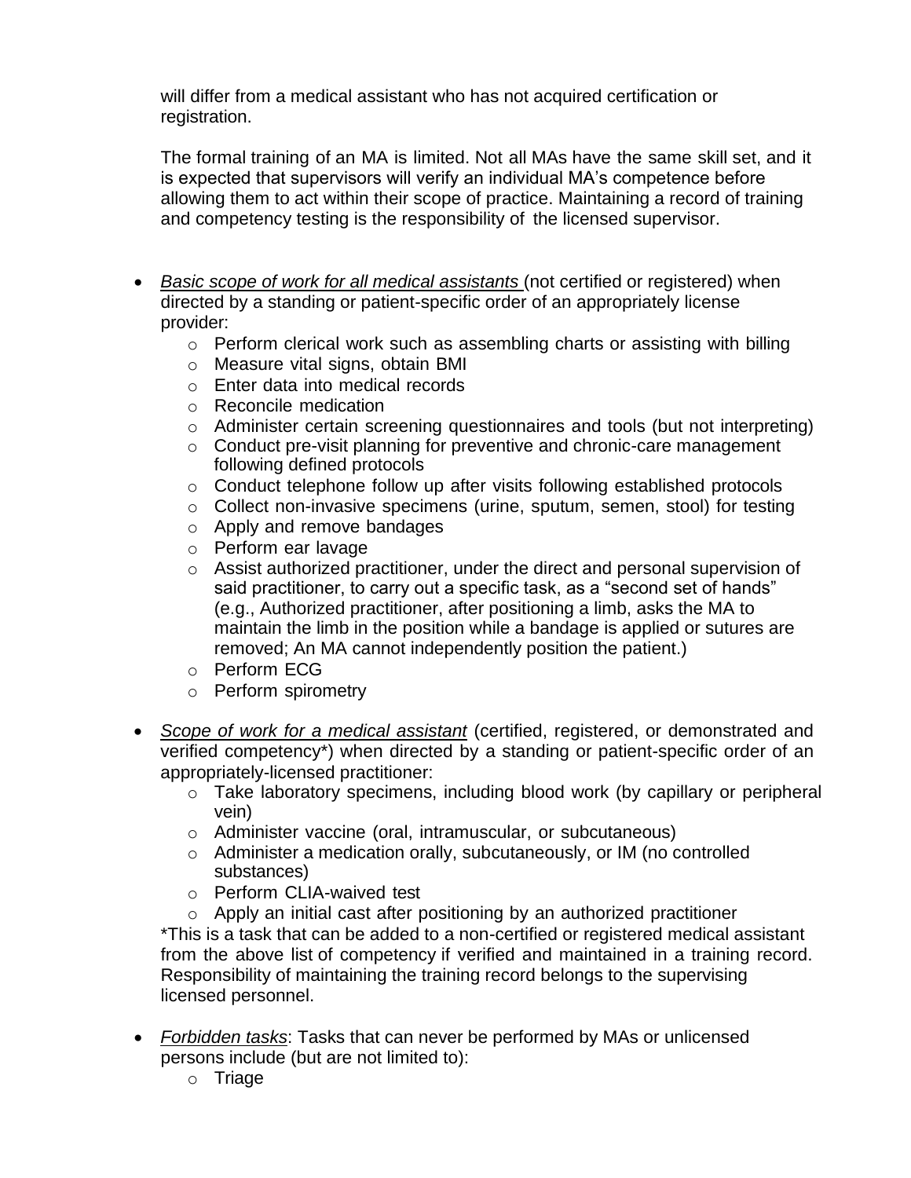will differ from a medical assistant who has not acquired certification or registration.

The formal training of an MA is limited. Not all MAs have the same skill set, and it is expected that supervisors will verify an individual MA's competence before allowing them to act within their scope of practice. Maintaining a record of training and competency testing is the responsibility of the licensed supervisor.

- *Basic scope of work for all medical assistants* (not certified or registered) when directed by a standing or patient-specific order of an appropriately license provider:
  - Perform clerical work such as assembling charts or assisting with billing
  - Measure vital signs, obtain BMI
  - Enter data into medical records
  - Reconcile medication
  - Administer certain screening questionnaires and tools (but not interpreting)
  - Conduct pre-visit planning for preventive and chronic-care management following defined protocols
  - Conduct telephone follow up after visits following established protocols
  - Collect non-invasive specimens (urine, sputum, semen, stool) for testing
  - Apply and remove bandages
  - Perform ear lavage
  - Assist authorized practitioner, under the direct and personal supervision of said practitioner, to carry out a specific task, as a "second set of hands" (e.g., Authorized practitioner, after positioning a limb, asks the MA to maintain the limb in the position while a bandage is applied or sutures are removed; An MA cannot independently position the patient.)
  - Perform ECG
  - Perform spirometry

- *Scope of work for a medical assistant* (certified, registered, or demonstrated and verified competency*) when directed by a standing or patient-specific order of an appropriately-licensed practitioner:
  - Take laboratory specimens, including blood work (by capillary or peripheral vein)
  - Administer vaccine (oral, intramuscular, or subcutaneous)
  - Administer a medication orally, subcutaneously, or IM (no controlled substances)
  - Perform CLIA-waived test
  - Apply an initial cast after positioning by an authorized practitioner

  *This is a task that can be added to a non-certified or registered medical assistant from the above list of competency if verified and maintained in a training record. Responsibility of maintaining the training record belongs to the supervising licensed personnel.

- *Forbidden tasks*: Tasks that can never be performed by MAs or unlicensed persons include (but are not limited to):
  - Triage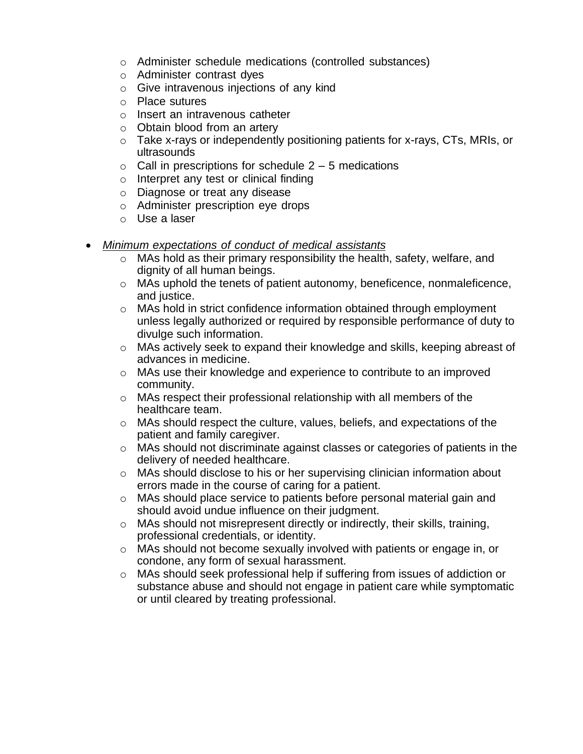- Administer schedule medications (controlled substances)
  - Administer contrast dyes
  - Give intravenous injections of any kind
  - Place sutures
  - Insert an intravenous catheter
  - Obtain blood from an artery
  - Take x-rays or independently positioning patients for x-rays, CTs, MRIs, or ultrasounds
  - Call in prescriptions for schedule 2 – 5 medications
  - Interpret any test or clinical finding
  - Diagnose or treat any disease
  - Administer prescription eye drops
  - Use a laser

- *Minimum expectations of conduct of medical assistants*
  - MAs hold as their primary responsibility the health, safety, welfare, and dignity of all human beings.
  - MAs uphold the tenets of patient autonomy, beneficence, nonmaleficence, and justice.
  - MAs hold in strict confidence information obtained through employment unless legally authorized or required by responsible performance of duty to divulge such information.
  - MAs actively seek to expand their knowledge and skills, keeping abreast of advances in medicine.
  - MAs use their knowledge and experience to contribute to an improved community.
  - MAs respect their professional relationship with all members of the healthcare team.
  - MAs should respect the culture, values, beliefs, and expectations of the patient and family caregiver.
  - MAs should not discriminate against classes or categories of patients in the delivery of needed healthcare.
  - MAs should disclose to his or her supervising clinician information about errors made in the course of caring for a patient.
  - MAs should place service to patients before personal material gain and should avoid undue influence on their judgment.
  - MAs should not misrepresent directly or indirectly, their skills, training, professional credentials, or identity.
  - MAs should not become sexually involved with patients or engage in, or condone, any form of sexual harassment.
  - MAs should seek professional help if suffering from issues of addiction or substance abuse and should not engage in patient care while symptomatic or until cleared by treating professional.